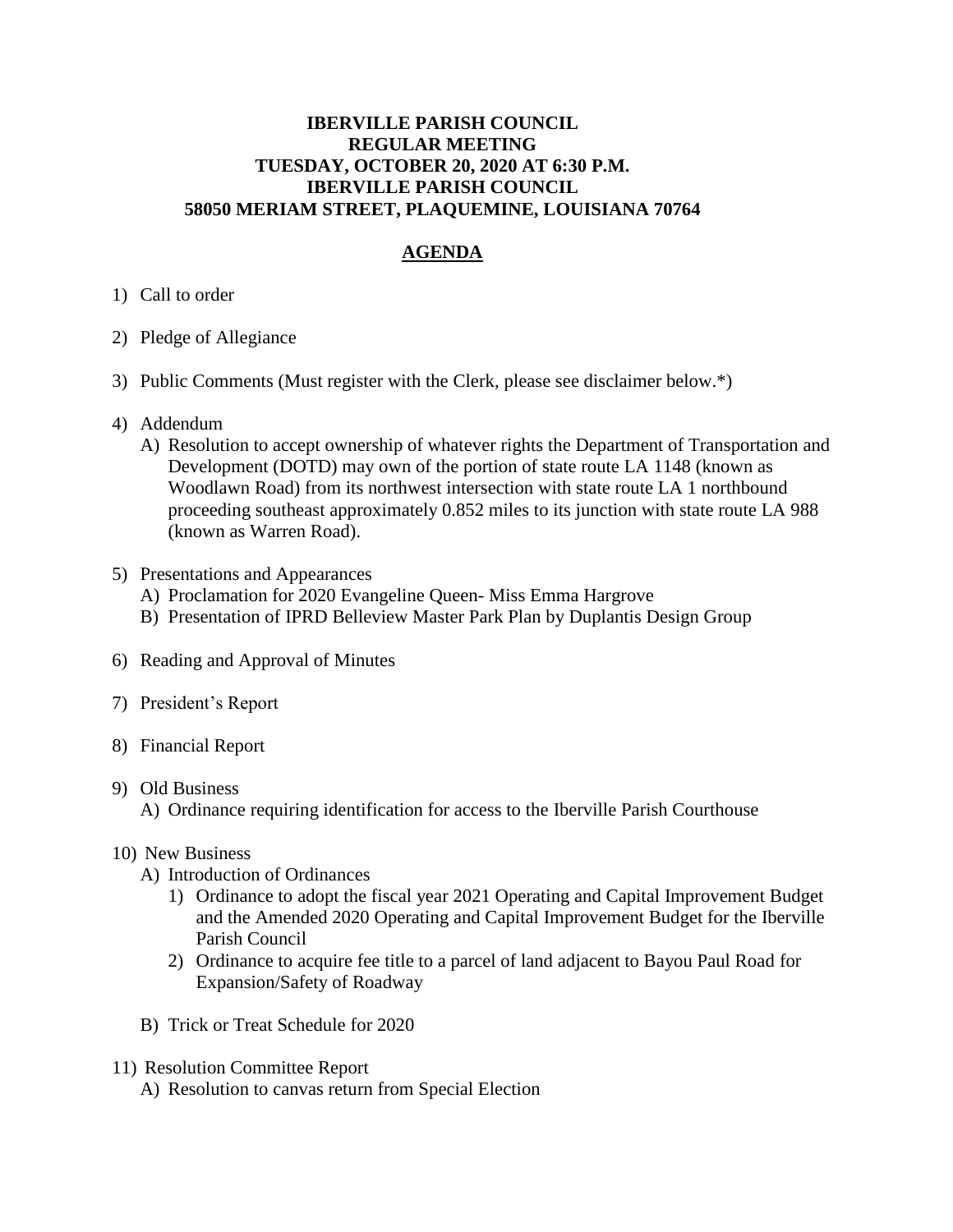**IBERVILLE PARISH COUNCIL**
**REGULAR MEETING**
**TUESDAY, OCTOBER 20, 2020 AT 6:30 P.M.**
**IBERVILLE PARISH COUNCIL**
**58050 MERIAM STREET, PLAQUEMINE, LOUISIANA 70764**

## AGENDA

1) Call to order

2) Pledge of Allegiance

3) Public Comments (Must register with the Clerk, please see disclaimer below.*)

4) Addendum
   A) Resolution to accept ownership of whatever rights the Department of Transportation and Development (DOTD) may own of the portion of state route LA 1148 (known as Woodlawn Road) from its northwest intersection with state route LA 1 northbound proceeding southeast approximately 0.852 miles to its junction with state route LA 988 (known as Warren Road).

5) Presentations and Appearances
   A) Proclamation for 2020 Evangeline Queen- Miss Emma Hargrove
   B) Presentation of IPRD Belleview Master Park Plan by Duplantis Design Group

6) Reading and Approval of Minutes

7) President's Report

8) Financial Report

9) Old Business
   A) Ordinance requiring identification for access to the Iberville Parish Courthouse

10) New Business
    A) Introduction of Ordinances
       1) Ordinance to adopt the fiscal year 2021 Operating and Capital Improvement Budget and the Amended 2020 Operating and Capital Improvement Budget for the Iberville Parish Council
       2) Ordinance to acquire fee title to a parcel of land adjacent to Bayou Paul Road for Expansion/Safety of Roadway

    B) Trick or Treat Schedule for 2020

11) Resolution Committee Report
    A) Resolution to canvas return from Special Election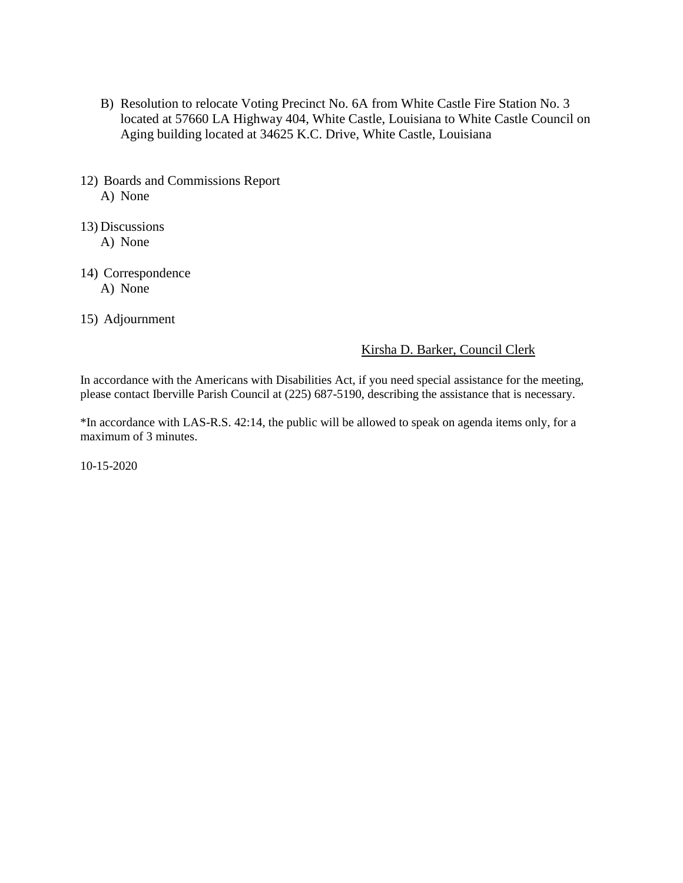B) Resolution to relocate Voting Precinct No. 6A from White Castle Fire Station No. 3 located at 57660 LA Highway 404, White Castle, Louisiana to White Castle Council on Aging building located at 34625 K.C. Drive, White Castle, Louisiana

12) Boards and Commissions Report
    A) None

13) Discussions
    A) None

14) Correspondence
    A) None

15) Adjournment

<u>Kirsha D. Barker, Council Clerk</u>

In accordance with the Americans with Disabilities Act, if you need special assistance for the meeting, please contact Iberville Parish Council at (225) 687-5190, describing the assistance that is necessary.

*In accordance with LAS-R.S. 42:14, the public will be allowed to speak on agenda items only, for a maximum of 3 minutes.

10-15-2020